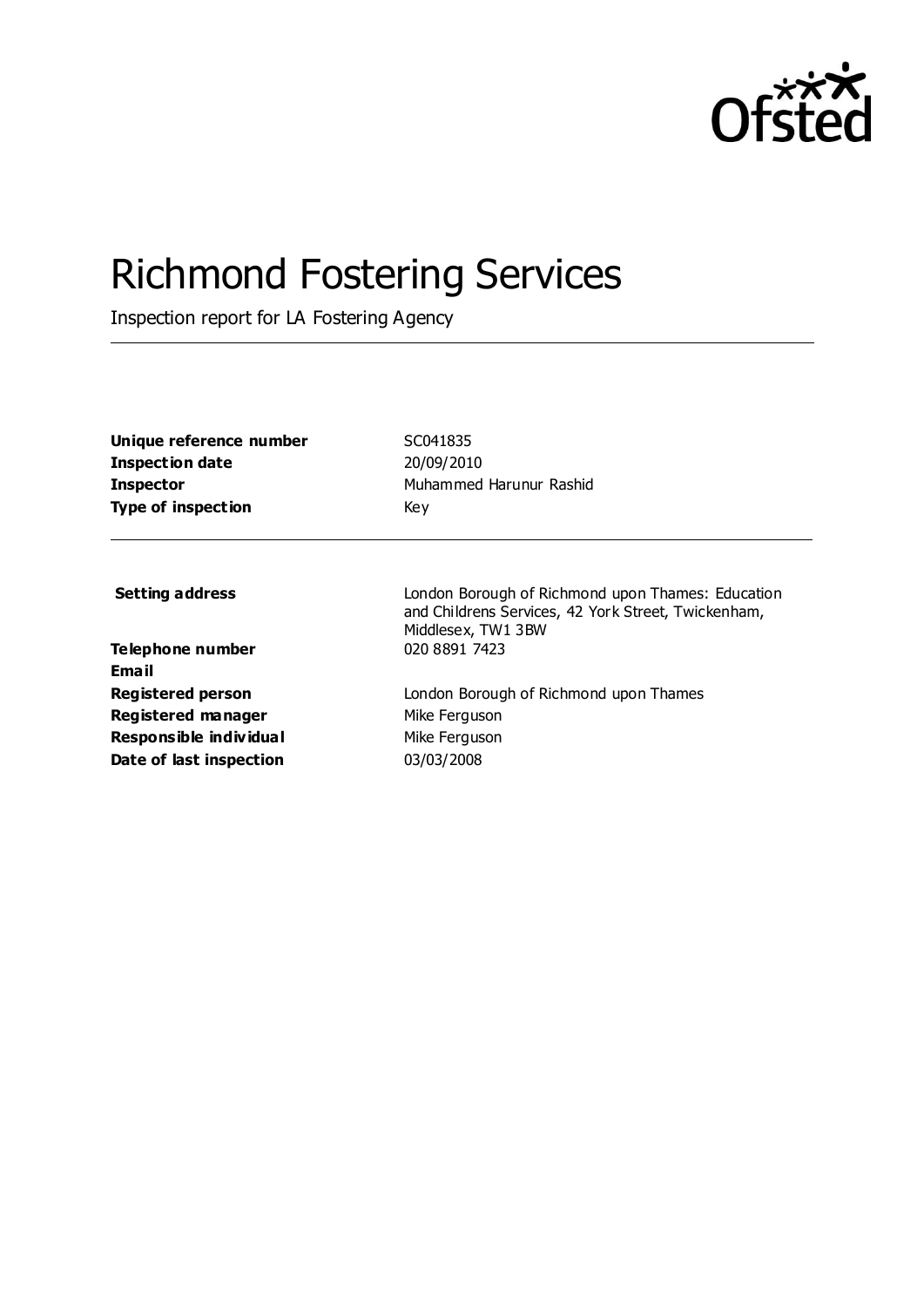# Richmond Fostering Services

Inspection report for LA Fostering Agency

| | |
|---|---|
| **Unique reference number** | SC041835 |
| **Inspection date** | 20/09/2010 |
| **Inspector** | Muhammed Harunur Rashid |
| **Type of inspection** | Key |

| | |
|---|---|
| **Setting address** | London Borough of Richmond upon Thames: Education and Childrens Services, 42 York Street, Twickenham, Middlesex, TW1 3BW |
| **Telephone number** | 020 8891 7423 |
| **Email** | |
| **Registered person** | London Borough of Richmond upon Thames |
| **Registered manager** | Mike Ferguson |
| **Responsible individual** | Mike Ferguson |
| **Date of last inspection** | 03/03/2008 |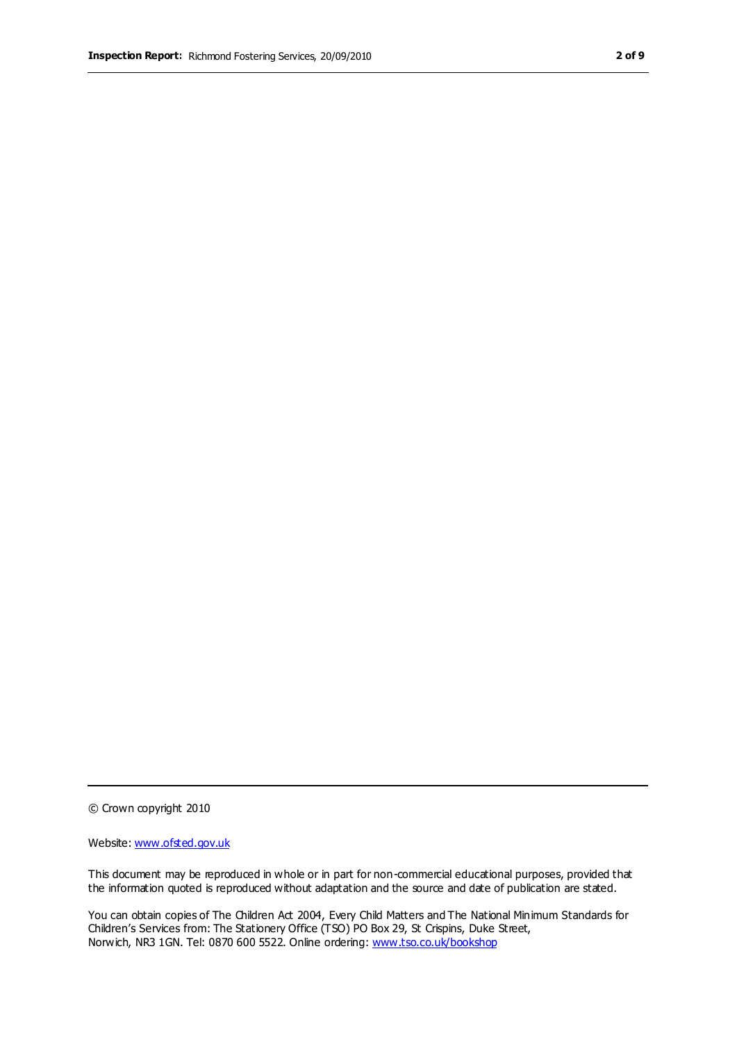© Crown copyright 2010

Website: www.ofsted.gov.uk

This document may be reproduced in whole or in part for non-commercial educational purposes, provided that the information quoted is reproduced without adaptation and the source and date of publication are stated.

You can obtain copies of The Children Act 2004, Every Child Matters and The National Minimum Standards for Children's Services from: The Stationery Office (TSO) PO Box 29, St Crispins, Duke Street, Norwich, NR3 1GN. Tel: 0870 600 5522. Online ordering: www.tso.co.uk/bookshop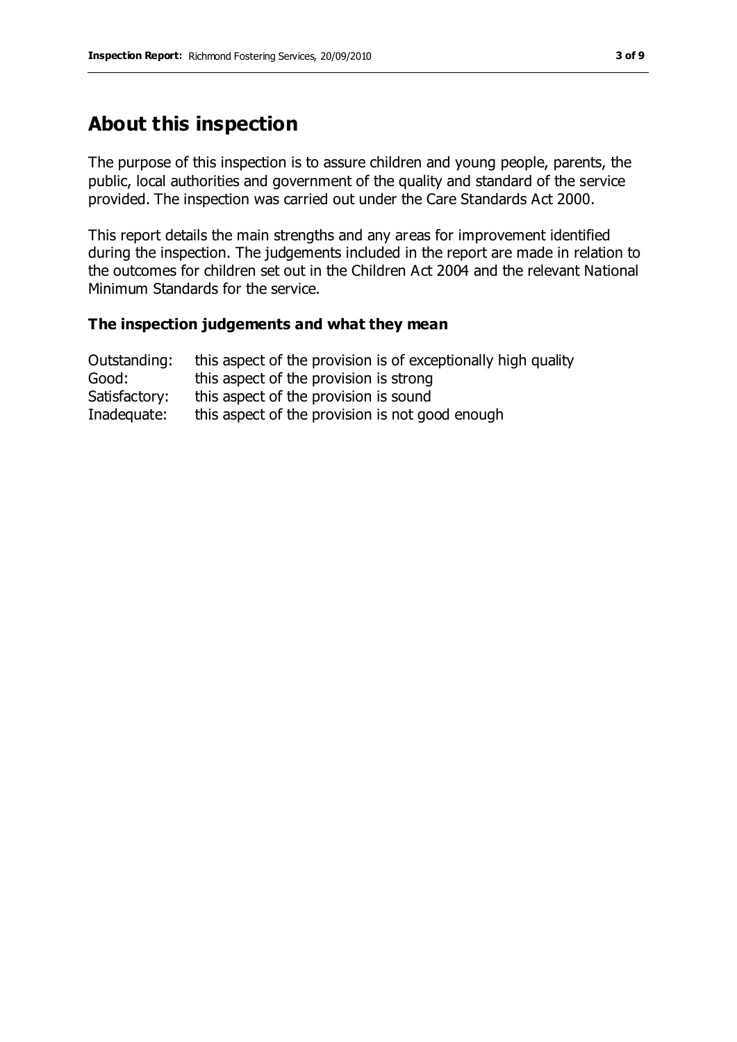## About this inspection

The purpose of this inspection is to assure children and young people, parents, the public, local authorities and government of the quality and standard of the service provided. The inspection was carried out under the Care Standards Act 2000.

This report details the main strengths and any areas for improvement identified during the inspection. The judgements included in the report are made in relation to the outcomes for children set out in the Children Act 2004 and the relevant National Minimum Standards for the service.

### The inspection judgements and what they mean

| | |
|---|---|
| Outstanding: | this aspect of the provision is of exceptionally high quality |
| Good: | this aspect of the provision is strong |
| Satisfactory: | this aspect of the provision is sound |
| Inadequate: | this aspect of the provision is not good enough |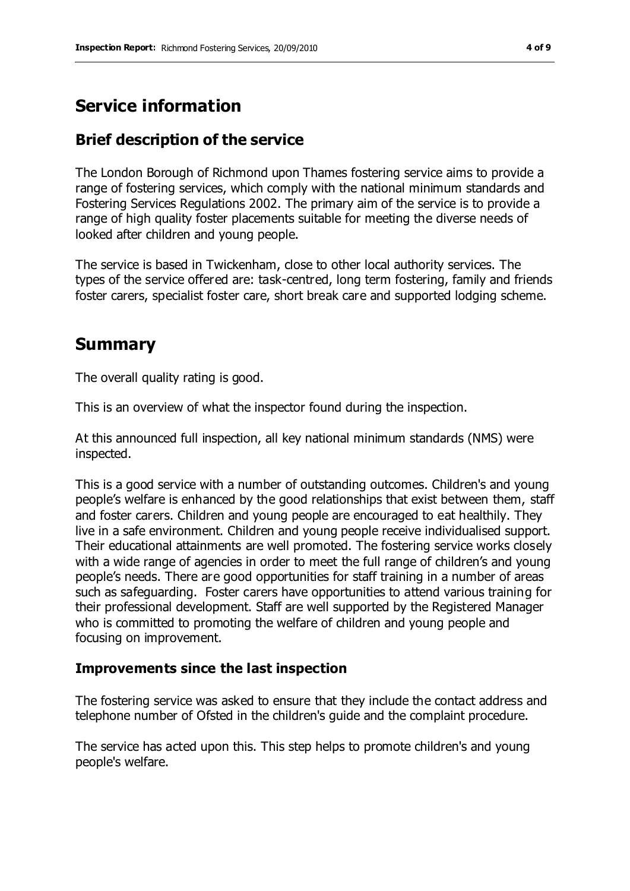# Service information

## Brief description of the service

The London Borough of Richmond upon Thames fostering service aims to provide a range of fostering services, which comply with the national minimum standards and Fostering Services Regulations 2002. The primary aim of the service is to provide a range of high quality foster placements suitable for meeting the diverse needs of looked after children and young people.

The service is based in Twickenham, close to other local authority services. The types of the service offered are: task-centred, long term fostering, family and friends foster carers, specialist foster care, short break care and supported lodging scheme.

# Summary

The overall quality rating is good.

This is an overview of what the inspector found during the inspection.

At this announced full inspection, all key national minimum standards (NMS) were inspected.

This is a good service with a number of outstanding outcomes. Children's and young people's welfare is enhanced by the good relationships that exist between them, staff and foster carers. Children and young people are encouraged to eat healthily. They live in a safe environment. Children and young people receive individualised support. Their educational attainments are well promoted. The fostering service works closely with a wide range of agencies in order to meet the full range of children's and young people's needs. There are good opportunities for staff training in a number of areas such as safeguarding. Foster carers have opportunities to attend various training for their professional development. Staff are well supported by the Registered Manager who is committed to promoting the welfare of children and young people and focusing on improvement.

### Improvements since the last inspection

The fostering service was asked to ensure that they include the contact address and telephone number of Ofsted in the children's guide and the complaint procedure.

The service has acted upon this. This step helps to promote children's and young people's welfare.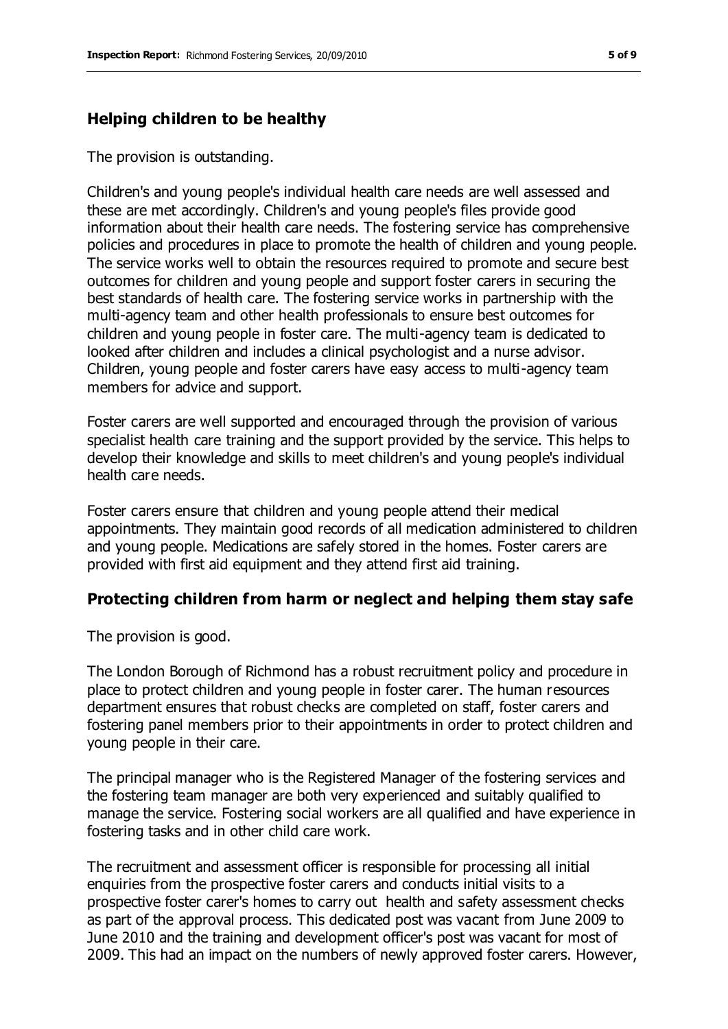## Helping children to be healthy

The provision is outstanding.

Children's and young people's individual health care needs are well assessed and these are met accordingly. Children's and young people's files provide good information about their health care needs. The fostering service has comprehensive policies and procedures in place to promote the health of children and young people. The service works well to obtain the resources required to promote and secure best outcomes for children and young people and support foster carers in securing the best standards of health care. The fostering service works in partnership with the multi-agency team and other health professionals to ensure best outcomes for children and young people in foster care. The multi-agency team is dedicated to looked after children and includes a clinical psychologist and a nurse advisor. Children, young people and foster carers have easy access to multi-agency team members for advice and support.

Foster carers are well supported and encouraged through the provision of various specialist health care training and the support provided by the service. This helps to develop their knowledge and skills to meet children's and young people's individual health care needs.

Foster carers ensure that children and young people attend their medical appointments. They maintain good records of all medication administered to children and young people. Medications are safely stored in the homes. Foster carers are provided with first aid equipment and they attend first aid training.

## Protecting children from harm or neglect and helping them stay safe

The provision is good.

The London Borough of Richmond has a robust recruitment policy and procedure in place to protect children and young people in foster carer. The human resources department ensures that robust checks are completed on staff, foster carers and fostering panel members prior to their appointments in order to protect children and young people in their care.

The principal manager who is the Registered Manager of the fostering services and the fostering team manager are both very experienced and suitably qualified to manage the service. Fostering social workers are all qualified and have experience in fostering tasks and in other child care work.

The recruitment and assessment officer is responsible for processing all initial enquiries from the prospective foster carers and conducts initial visits to a prospective foster carer's homes to carry out health and safety assessment checks as part of the approval process. This dedicated post was vacant from June 2009 to June 2010 and the training and development officer's post was vacant for most of 2009. This had an impact on the numbers of newly approved foster carers. However,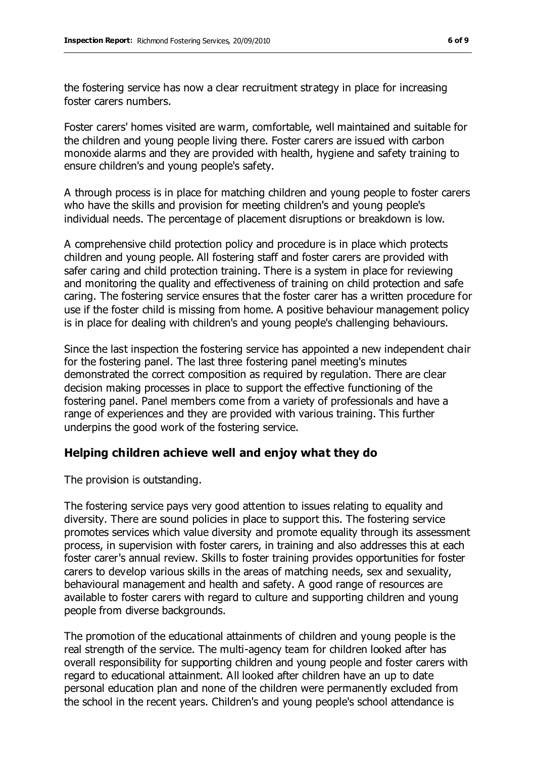the fostering service has now a clear recruitment strategy in place for increasing foster carers numbers.

Foster carers' homes visited are warm, comfortable, well maintained and suitable for the children and young people living there. Foster carers are issued with carbon monoxide alarms and they are provided with health, hygiene and safety training to ensure children's and young people's safety.

A through process is in place for matching children and young people to foster carers who have the skills and provision for meeting children's and young people's individual needs. The percentage of placement disruptions or breakdown is low.

A comprehensive child protection policy and procedure is in place which protects children and young people. All fostering staff and foster carers are provided with safer caring and child protection training. There is a system in place for reviewing and monitoring the quality and effectiveness of training on child protection and safe caring. The fostering service ensures that the foster carer has a written procedure for use if the foster child is missing from home. A positive behaviour management policy is in place for dealing with children's and young people's challenging behaviours.

Since the last inspection the fostering service has appointed a new independent chair for the fostering panel. The last three fostering panel meeting's minutes demonstrated the correct composition as required by regulation. There are clear decision making processes in place to support the effective functioning of the fostering panel. Panel members come from a variety of professionals and have a range of experiences and they are provided with various training. This further underpins the good work of the fostering service.

## Helping children achieve well and enjoy what they do

The provision is outstanding.

The fostering service pays very good attention to issues relating to equality and diversity. There are sound policies in place to support this. The fostering service promotes services which value diversity and promote equality through its assessment process, in supervision with foster carers, in training and also addresses this at each foster carer's annual review. Skills to foster training provides opportunities for foster carers to develop various skills in the areas of matching needs, sex and sexuality, behavioural management and health and safety. A good range of resources are available to foster carers with regard to culture and supporting children and young people from diverse backgrounds.

The promotion of the educational attainments of children and young people is the real strength of the service. The multi-agency team for children looked after has overall responsibility for supporting children and young people and foster carers with regard to educational attainment. All looked after children have an up to date personal education plan and none of the children were permanently excluded from the school in the recent years. Children's and young people's school attendance is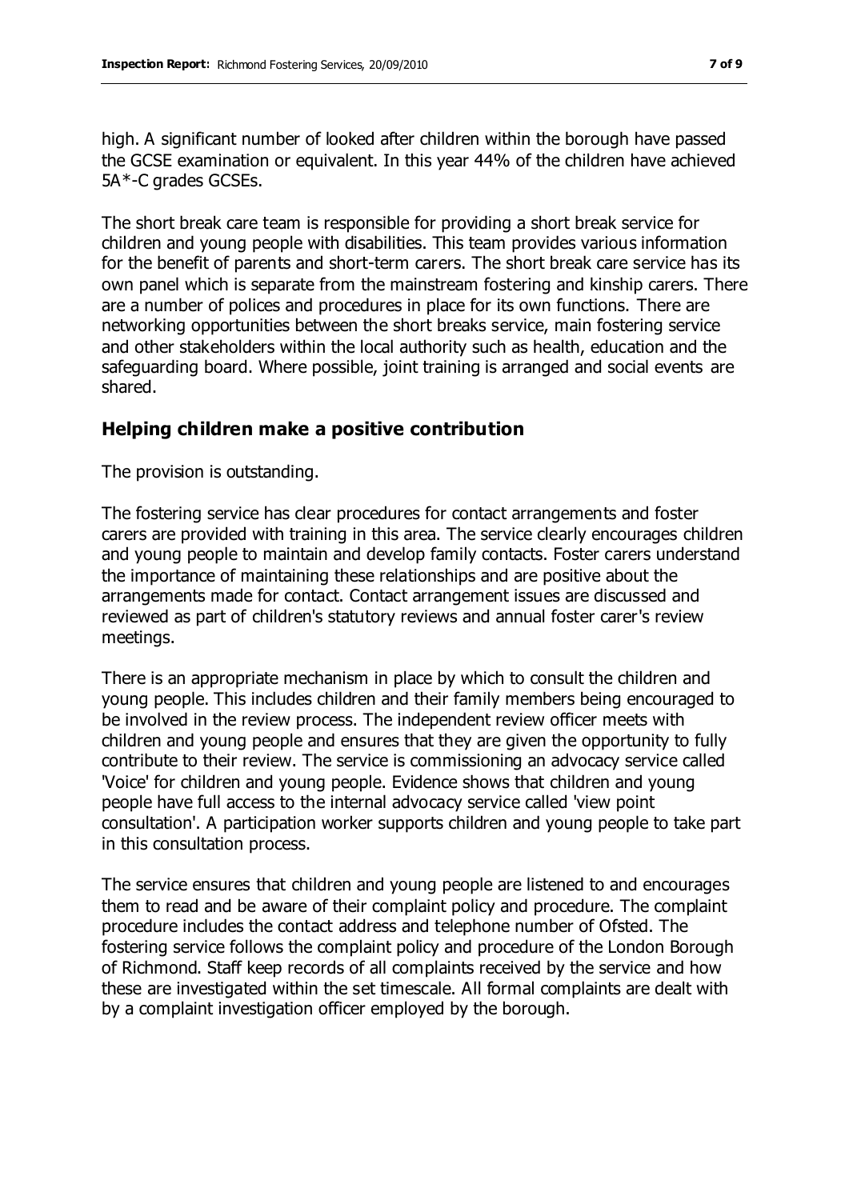high. A significant number of looked after children within the borough have passed the GCSE examination or equivalent. In this year 44% of the children have achieved 5A*-C grades GCSEs.

The short break care team is responsible for providing a short break service for children and young people with disabilities. This team provides various information for the benefit of parents and short-term carers. The short break care service has its own panel which is separate from the mainstream fostering and kinship carers. There are a number of polices and procedures in place for its own functions. There are networking opportunities between the short breaks service, main fostering service and other stakeholders within the local authority such as health, education and the safeguarding board. Where possible, joint training is arranged and social events are shared.

## Helping children make a positive contribution

The provision is outstanding.

The fostering service has clear procedures for contact arrangements and foster carers are provided with training in this area. The service clearly encourages children and young people to maintain and develop family contacts. Foster carers understand the importance of maintaining these relationships and are positive about the arrangements made for contact. Contact arrangement issues are discussed and reviewed as part of children's statutory reviews and annual foster carer's review meetings.

There is an appropriate mechanism in place by which to consult the children and young people. This includes children and their family members being encouraged to be involved in the review process. The independent review officer meets with children and young people and ensures that they are given the opportunity to fully contribute to their review. The service is commissioning an advocacy service called 'Voice' for children and young people. Evidence shows that children and young people have full access to the internal advocacy service called 'view point consultation'. A participation worker supports children and young people to take part in this consultation process.

The service ensures that children and young people are listened to and encourages them to read and be aware of their complaint policy and procedure. The complaint procedure includes the contact address and telephone number of Ofsted. The fostering service follows the complaint policy and procedure of the London Borough of Richmond. Staff keep records of all complaints received by the service and how these are investigated within the set timescale. All formal complaints are dealt with by a complaint investigation officer employed by the borough.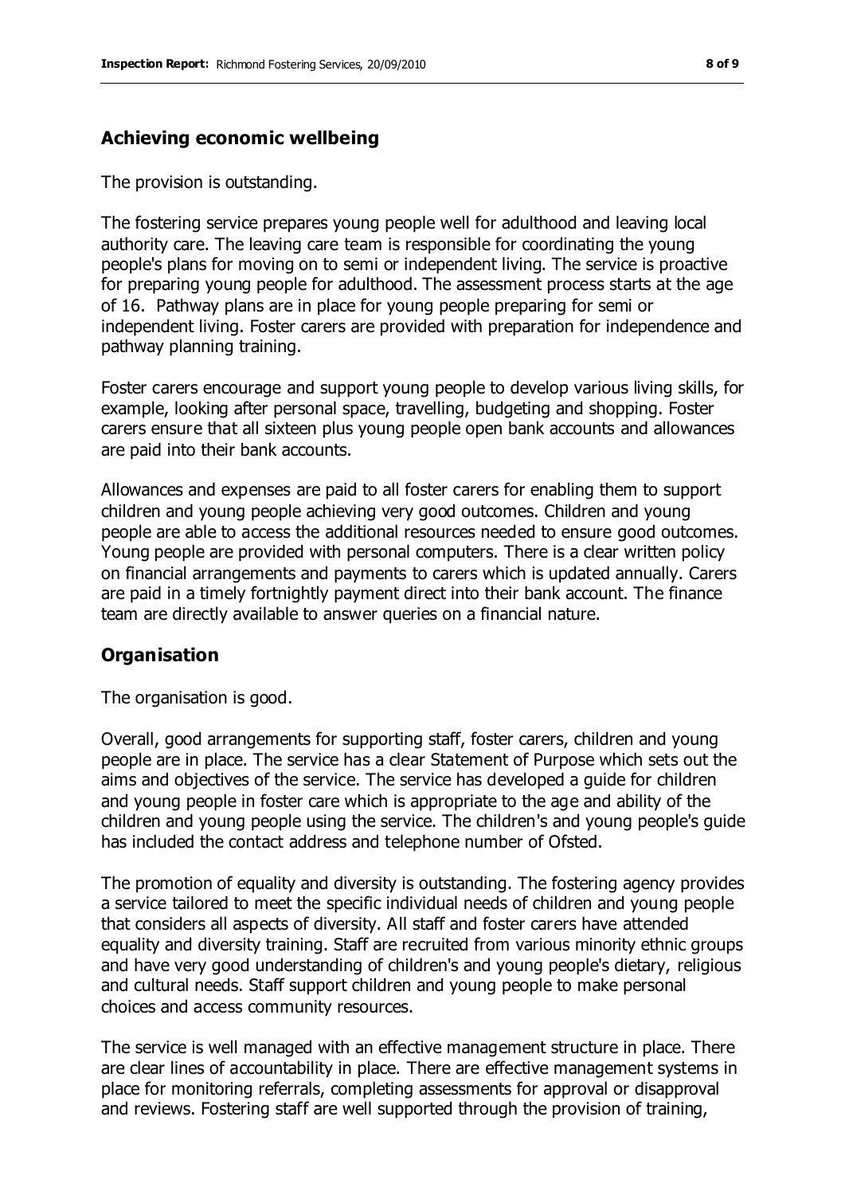## Achieving economic wellbeing

The provision is outstanding.

The fostering service prepares young people well for adulthood and leaving local authority care. The leaving care team is responsible for coordinating the young people's plans for moving on to semi or independent living. The service is proactive for preparing young people for adulthood. The assessment process starts at the age of 16. Pathway plans are in place for young people preparing for semi or independent living. Foster carers are provided with preparation for independence and pathway planning training.

Foster carers encourage and support young people to develop various living skills, for example, looking after personal space, travelling, budgeting and shopping. Foster carers ensure that all sixteen plus young people open bank accounts and allowances are paid into their bank accounts.

Allowances and expenses are paid to all foster carers for enabling them to support children and young people achieving very good outcomes. Children and young people are able to access the additional resources needed to ensure good outcomes. Young people are provided with personal computers. There is a clear written policy on financial arrangements and payments to carers which is updated annually. Carers are paid in a timely fortnightly payment direct into their bank account. The finance team are directly available to answer queries on a financial nature.

## Organisation

The organisation is good.

Overall, good arrangements for supporting staff, foster carers, children and young people are in place. The service has a clear Statement of Purpose which sets out the aims and objectives of the service. The service has developed a guide for children and young people in foster care which is appropriate to the age and ability of the children and young people using the service. The children's and young people's guide has included the contact address and telephone number of Ofsted.

The promotion of equality and diversity is outstanding. The fostering agency provides a service tailored to meet the specific individual needs of children and young people that considers all aspects of diversity. All staff and foster carers have attended equality and diversity training. Staff are recruited from various minority ethnic groups and have very good understanding of children's and young people's dietary, religious and cultural needs. Staff support children and young people to make personal choices and access community resources.

The service is well managed with an effective management structure in place. There are clear lines of accountability in place. There are effective management systems in place for monitoring referrals, completing assessments for approval or disapproval and reviews. Fostering staff are well supported through the provision of training,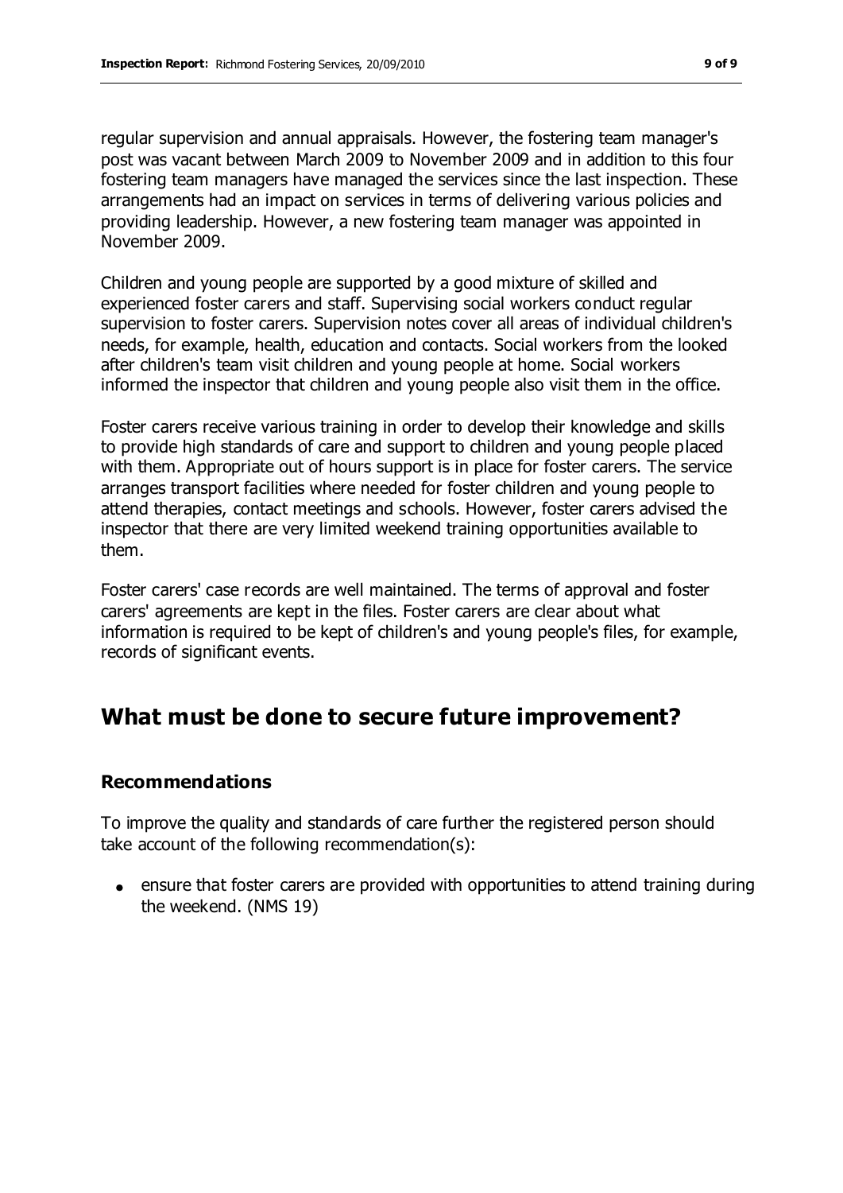regular supervision and annual appraisals. However, the fostering team manager's post was vacant between March 2009 to November 2009 and in addition to this four fostering team managers have managed the services since the last inspection. These arrangements had an impact on services in terms of delivering various policies and providing leadership. However, a new fostering team manager was appointed in November 2009.

Children and young people are supported by a good mixture of skilled and experienced foster carers and staff. Supervising social workers conduct regular supervision to foster carers. Supervision notes cover all areas of individual children's needs, for example, health, education and contacts. Social workers from the looked after children's team visit children and young people at home. Social workers informed the inspector that children and young people also visit them in the office.

Foster carers receive various training in order to develop their knowledge and skills to provide high standards of care and support to children and young people placed with them. Appropriate out of hours support is in place for foster carers. The service arranges transport facilities where needed for foster children and young people to attend therapies, contact meetings and schools. However, foster carers advised the inspector that there are very limited weekend training opportunities available to them.

Foster carers' case records are well maintained. The terms of approval and foster carers' agreements are kept in the files. Foster carers are clear about what information is required to be kept of children's and young people's files, for example, records of significant events.

## What must be done to secure future improvement?

### Recommendations

To improve the quality and standards of care further the registered person should take account of the following recommendation(s):

- ensure that foster carers are provided with opportunities to attend training during the weekend. (NMS 19)